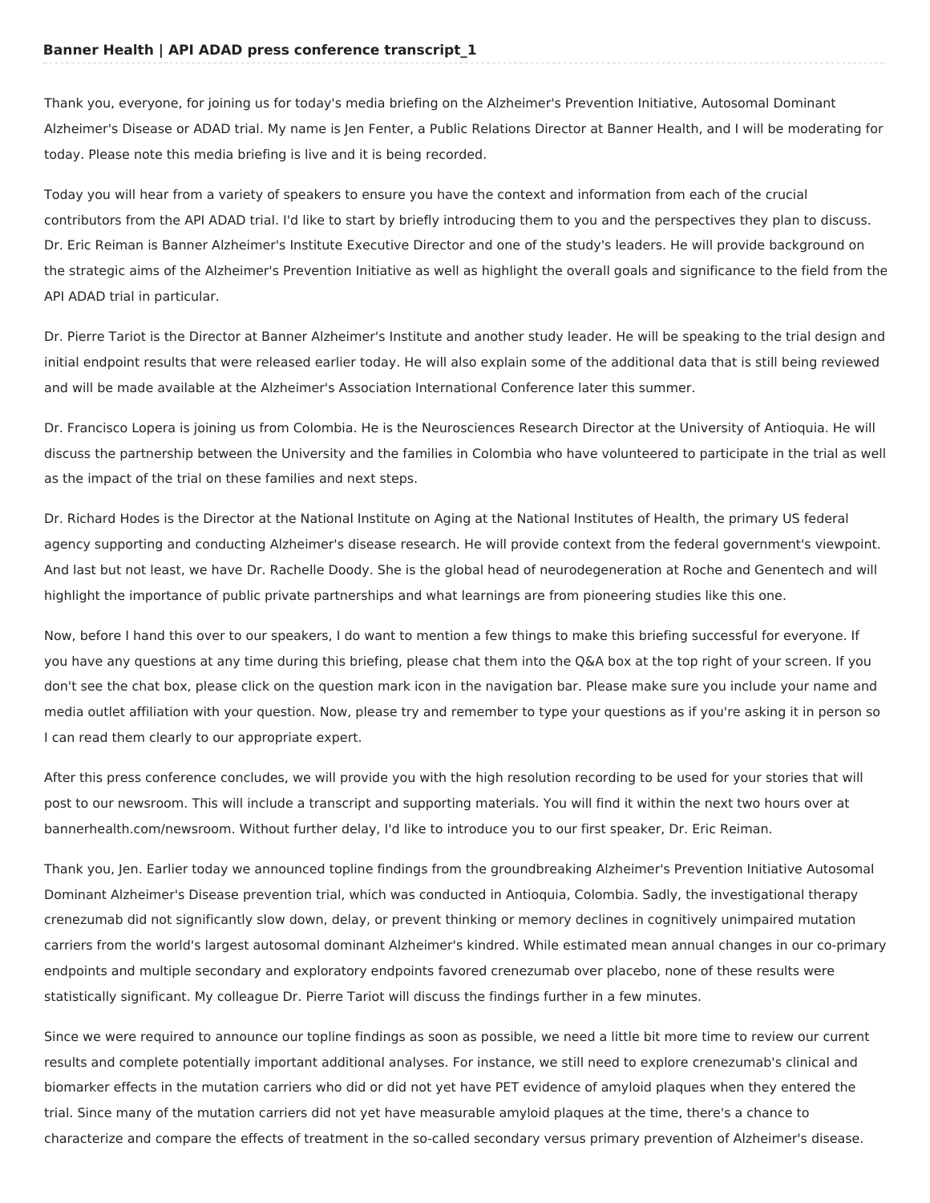**Banner Health | API ADAD press conference transcript_1**

Thank you, everyone, for joining us for today's media briefing on the Alzheimer's Prevention Initiative, Autosomal Dominant Alzheimer's Disease or ADAD trial. My name is Jen Fenter, a Public Relations Director at Banner Health, and I will be moderating for today. Please note this media briefing is live and it is being recorded.

Today you will hear from a variety of speakers to ensure you have the context and information from each of the crucial contributors from the API ADAD trial. I'd like to start by briefly introducing them to you and the perspectives they plan to discuss. Dr. Eric Reiman is Banner Alzheimer's Institute Executive Director and one of the study's leaders. He will provide background on the strategic aims of the Alzheimer's Prevention Initiative as well as highlight the overall goals and significance to the field from the API ADAD trial in particular.

Dr. Pierre Tariot is the Director at Banner Alzheimer's Institute and another study leader. He will be speaking to the trial design and initial endpoint results that were released earlier today. He will also explain some of the additional data that is still being reviewed and will be made available at the Alzheimer's Association International Conference later this summer.

Dr. Francisco Lopera is joining us from Colombia. He is the Neurosciences Research Director at the University of Antioquia. He will discuss the partnership between the University and the families in Colombia who have volunteered to participate in the trial as well as the impact of the trial on these families and next steps.

Dr. Richard Hodes is the Director at the National Institute on Aging at the National Institutes of Health, the primary US federal agency supporting and conducting Alzheimer's disease research. He will provide context from the federal government's viewpoint. And last but not least, we have Dr. Rachelle Doody. She is the global head of neurodegeneration at Roche and Genentech and will highlight the importance of public private partnerships and what learnings are from pioneering studies like this one.

Now, before I hand this over to our speakers, I do want to mention a few things to make this briefing successful for everyone. If you have any questions at any time during this briefing, please chat them into the Q&A box at the top right of your screen. If you don't see the chat box, please click on the question mark icon in the navigation bar. Please make sure you include your name and media outlet affiliation with your question. Now, please try and remember to type your questions as if you're asking it in person so I can read them clearly to our appropriate expert.

After this press conference concludes, we will provide you with the high resolution recording to be used for your stories that will post to our newsroom. This will include a transcript and supporting materials. You will find it within the next two hours over at bannerhealth.com/newsroom. Without further delay, I'd like to introduce you to our first speaker, Dr. Eric Reiman.

Thank you, Jen. Earlier today we announced topline findings from the groundbreaking Alzheimer's Prevention Initiative Autosomal Dominant Alzheimer's Disease prevention trial, which was conducted in Antioquia, Colombia. Sadly, the investigational therapy crenezumab did not significantly slow down, delay, or prevent thinking or memory declines in cognitively unimpaired mutation carriers from the world's largest autosomal dominant Alzheimer's kindred. While estimated mean annual changes in our co-primary endpoints and multiple secondary and exploratory endpoints favored crenezumab over placebo, none of these results were statistically significant. My colleague Dr. Pierre Tariot will discuss the findings further in a few minutes.

Since we were required to announce our topline findings as soon as possible, we need a little bit more time to review our current results and complete potentially important additional analyses. For instance, we still need to explore crenezumab's clinical and biomarker effects in the mutation carriers who did or did not yet have PET evidence of amyloid plaques when they entered the trial. Since many of the mutation carriers did not yet have measurable amyloid plaques at the time, there's a chance to characterize and compare the effects of treatment in the so-called secondary versus primary prevention of Alzheimer's disease.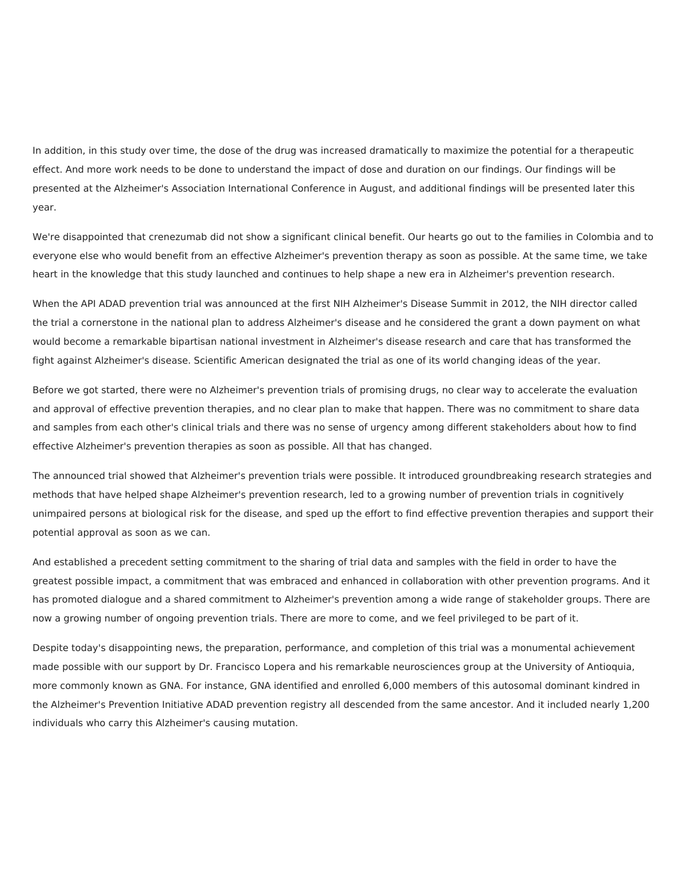In addition, in this study over time, the dose of the drug was increased dramatically to maximize the potential for a therapeutic effect. And more work needs to be done to understand the impact of dose and duration on our findings. Our findings will be presented at the Alzheimer's Association International Conference in August, and additional findings will be presented later this year.

We're disappointed that crenezumab did not show a significant clinical benefit. Our hearts go out to the families in Colombia and to everyone else who would benefit from an effective Alzheimer's prevention therapy as soon as possible. At the same time, we take heart in the knowledge that this study launched and continues to help shape a new era in Alzheimer's prevention research.

When the API ADAD prevention trial was announced at the first NIH Alzheimer's Disease Summit in 2012, the NIH director called the trial a cornerstone in the national plan to address Alzheimer's disease and he considered the grant a down payment on what would become a remarkable bipartisan national investment in Alzheimer's disease research and care that has transformed the fight against Alzheimer's disease. Scientific American designated the trial as one of its world changing ideas of the year.

Before we got started, there were no Alzheimer's prevention trials of promising drugs, no clear way to accelerate the evaluation and approval of effective prevention therapies, and no clear plan to make that happen. There was no commitment to share data and samples from each other's clinical trials and there was no sense of urgency among different stakeholders about how to find effective Alzheimer's prevention therapies as soon as possible. All that has changed.

The announced trial showed that Alzheimer's prevention trials were possible. It introduced groundbreaking research strategies and methods that have helped shape Alzheimer's prevention research, led to a growing number of prevention trials in cognitively unimpaired persons at biological risk for the disease, and sped up the effort to find effective prevention therapies and support their potential approval as soon as we can.

And established a precedent setting commitment to the sharing of trial data and samples with the field in order to have the greatest possible impact, a commitment that was embraced and enhanced in collaboration with other prevention programs. And it has promoted dialogue and a shared commitment to Alzheimer's prevention among a wide range of stakeholder groups. There are now a growing number of ongoing prevention trials. There are more to come, and we feel privileged to be part of it.

Despite today's disappointing news, the preparation, performance, and completion of this trial was a monumental achievement made possible with our support by Dr. Francisco Lopera and his remarkable neurosciences group at the University of Antioquia, more commonly known as GNA. For instance, GNA identified and enrolled 6,000 members of this autosomal dominant kindred in the Alzheimer's Prevention Initiative ADAD prevention registry all descended from the same ancestor. And it included nearly 1,200 individuals who carry this Alzheimer's causing mutation.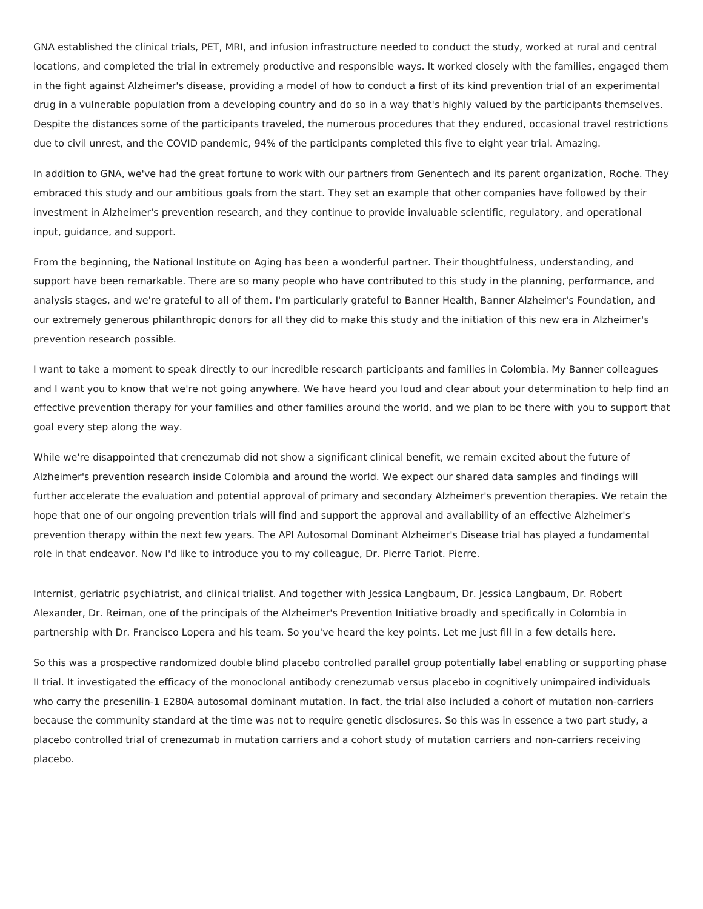GNA established the clinical trials, PET, MRI, and infusion infrastructure needed to conduct the study, worked at rural and central locations, and completed the trial in extremely productive and responsible ways. It worked closely with the families, engaged them in the fight against Alzheimer's disease, providing a model of how to conduct a first of its kind prevention trial of an experimental drug in a vulnerable population from a developing country and do so in a way that's highly valued by the participants themselves. Despite the distances some of the participants traveled, the numerous procedures that they endured, occasional travel restrictions due to civil unrest, and the COVID pandemic, 94% of the participants completed this five to eight year trial. Amazing.

In addition to GNA, we've had the great fortune to work with our partners from Genentech and its parent organization, Roche. They embraced this study and our ambitious goals from the start. They set an example that other companies have followed by their investment in Alzheimer's prevention research, and they continue to provide invaluable scientific, regulatory, and operational input, guidance, and support.

From the beginning, the National Institute on Aging has been a wonderful partner. Their thoughtfulness, understanding, and support have been remarkable. There are so many people who have contributed to this study in the planning, performance, and analysis stages, and we're grateful to all of them. I'm particularly grateful to Banner Health, Banner Alzheimer's Foundation, and our extremely generous philanthropic donors for all they did to make this study and the initiation of this new era in Alzheimer's prevention research possible.

I want to take a moment to speak directly to our incredible research participants and families in Colombia. My Banner colleagues and I want you to know that we're not going anywhere. We have heard you loud and clear about your determination to help find an effective prevention therapy for your families and other families around the world, and we plan to be there with you to support that goal every step along the way.

While we're disappointed that crenezumab did not show a significant clinical benefit, we remain excited about the future of Alzheimer's prevention research inside Colombia and around the world. We expect our shared data samples and findings will further accelerate the evaluation and potential approval of primary and secondary Alzheimer's prevention therapies. We retain the hope that one of our ongoing prevention trials will find and support the approval and availability of an effective Alzheimer's prevention therapy within the next few years. The API Autosomal Dominant Alzheimer's Disease trial has played a fundamental role in that endeavor. Now I'd like to introduce you to my colleague, Dr. Pierre Tariot. Pierre.

Internist, geriatric psychiatrist, and clinical trialist. And together with Jessica Langbaum, Dr. Jessica Langbaum, Dr. Robert Alexander, Dr. Reiman, one of the principals of the Alzheimer's Prevention Initiative broadly and specifically in Colombia in partnership with Dr. Francisco Lopera and his team. So you've heard the key points. Let me just fill in a few details here.

So this was a prospective randomized double blind placebo controlled parallel group potentially label enabling or supporting phase II trial. It investigated the efficacy of the monoclonal antibody crenezumab versus placebo in cognitively unimpaired individuals who carry the presenilin-1 E280A autosomal dominant mutation. In fact, the trial also included a cohort of mutation non-carriers because the community standard at the time was not to require genetic disclosures. So this was in essence a two part study, a placebo controlled trial of crenezumab in mutation carriers and a cohort study of mutation carriers and non-carriers receiving placebo.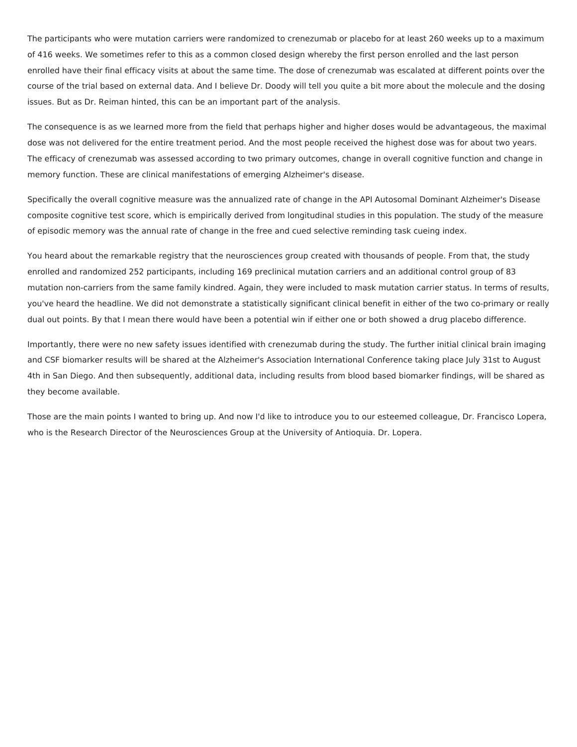The participants who were mutation carriers were randomized to crenezumab or placebo for at least 260 weeks up to a maximum of 416 weeks. We sometimes refer to this as a common closed design whereby the first person enrolled and the last person enrolled have their final efficacy visits at about the same time. The dose of crenezumab was escalated at different points over the course of the trial based on external data. And I believe Dr. Doody will tell you quite a bit more about the molecule and the dosing issues. But as Dr. Reiman hinted, this can be an important part of the analysis.

The consequence is as we learned more from the field that perhaps higher and higher doses would be advantageous, the maximal dose was not delivered for the entire treatment period. And the most people received the highest dose was for about two years. The efficacy of crenezumab was assessed according to two primary outcomes, change in overall cognitive function and change in memory function. These are clinical manifestations of emerging Alzheimer's disease.

Specifically the overall cognitive measure was the annualized rate of change in the API Autosomal Dominant Alzheimer's Disease composite cognitive test score, which is empirically derived from longitudinal studies in this population. The study of the measure of episodic memory was the annual rate of change in the free and cued selective reminding task cueing index.

You heard about the remarkable registry that the neurosciences group created with thousands of people. From that, the study enrolled and randomized 252 participants, including 169 preclinical mutation carriers and an additional control group of 83 mutation non-carriers from the same family kindred. Again, they were included to mask mutation carrier status. In terms of results, you've heard the headline. We did not demonstrate a statistically significant clinical benefit in either of the two co-primary or really dual out points. By that I mean there would have been a potential win if either one or both showed a drug placebo difference.

Importantly, there were no new safety issues identified with crenezumab during the study. The further initial clinical brain imaging and CSF biomarker results will be shared at the Alzheimer's Association International Conference taking place July 31st to August 4th in San Diego. And then subsequently, additional data, including results from blood based biomarker findings, will be shared as they become available.

Those are the main points I wanted to bring up. And now I'd like to introduce you to our esteemed colleague, Dr. Francisco Lopera, who is the Research Director of the Neurosciences Group at the University of Antioquia. Dr. Lopera.